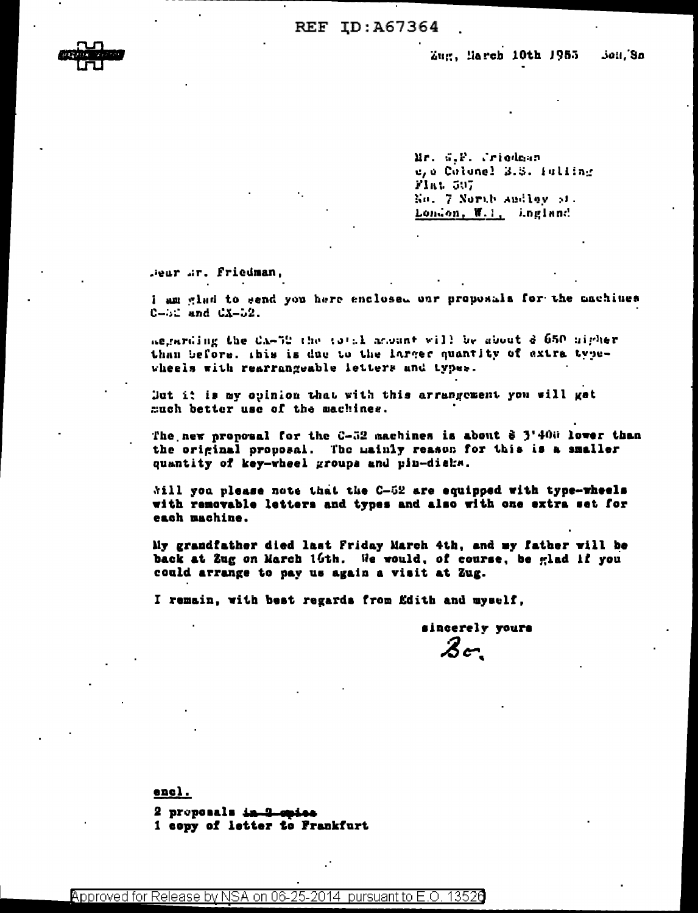REF ID:A67364

Zug, March 10th 1953 Boh/Sn

Mr. W.F. Friedman
c/o Colonel B.S. Bolling
Flat 507
No. 7 North Audley St.
London, W.1, England

Dear Mr. Friedman,

I am glad to send you here enclosed our proposals for the machines C-52 and CX-52.

Regarding the CX-52 the total amount will be about $ 650 higher than before. This is due to the larger quantity of extra type-wheels with rearrangeable letters and types.

But it is my opinion that with this arrangement you will get much better use of the machines.

The new proposal for the C-52 machines is about $ 3'400 lower than the original proposal. The mainly reason for this is a smaller quantity of key-wheel groups and pin-disks.

Will you please note that the C-52 are equipped with type-wheels with removable letters and types and also with one extra set for each machine.

My grandfather died last Friday March 4th, and my father will be back at Zug on March 16th. We would, of course, be glad if you could arrange to pay us again a visit at Zug.

I remain, with best regards from Edith and myself,

sincerely yours

Bo.

**encl.**

2 proposals ~~in 2 copies~~
1 copy of letter to Frankfurt

Approved for Release by NSA on 06-25-2014 pursuant to E.O. 13526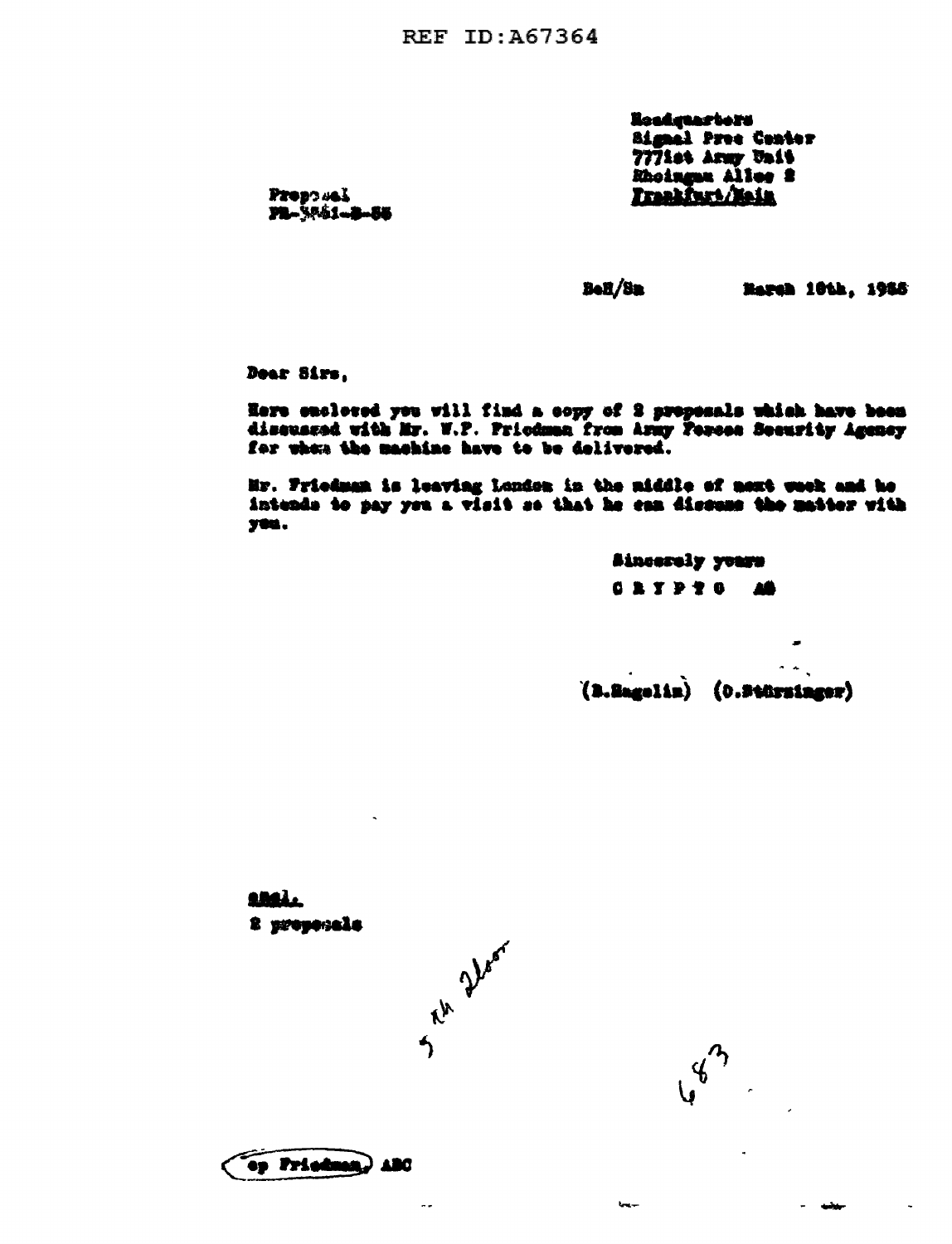REF ID:A67364

Headquarters
Signal Proc Center
7771st Army Unit
Rheingau Allee 2
Frankfurt/Main

Proposal
PR-3641-B-55

BeH/Sm March 18th, 1955

Dear Sirs,

Here enclosed you will find a copy of 2 proposals which have been discussed with Mr. W.F. Friedman from Army Forces Security Agency for whom the machine have to be delivered.

Mr. Friedman is leaving London in the middle of next week and he intends to pay you a visit so that he can discuss the matter with you.

Sincerely yours
C R Y P T O AG

(B.Hagelin) (O.Stürzinger)

Encl.
2 proposals

5th floor

683

cp Friedman, ABC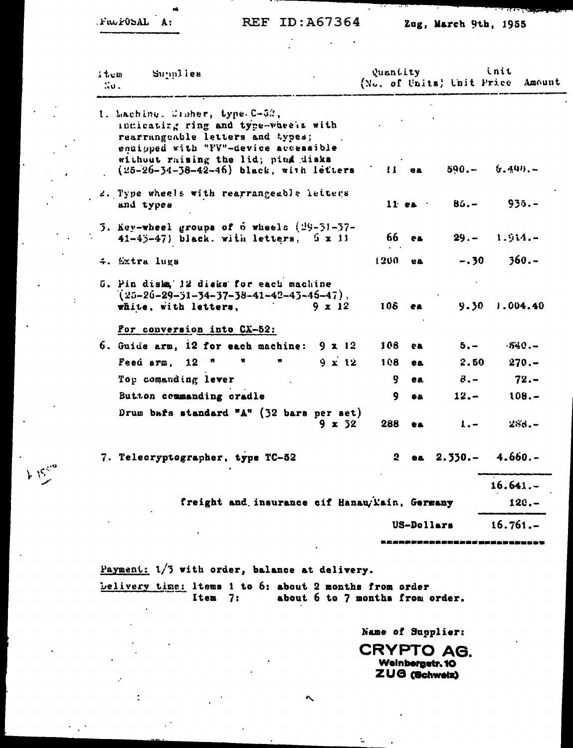PROPOSAL A:

REF ID:A67364

Zug, March 9th, 1955

| Item No. | Supplies | Quantity (No. of Units) | Unit Price | Amount |
|---|---|---|---|---|
| 1. | Machine. Cipher, type C-52, indicating ring and type-wheels with rearrangeable letters and types; equipped with "FV"-device accessible without raising the lid; pin disks (25-26-34-38-42-46) black, with letters | 11 ea | 590.- | 6.490.- |
| 2. | Type wheels with rearrangeable letters and types | 11 ea | 85.- | 935.- |
| 3. | Key-wheel groups of 6 wheels (29-31-37-41-43-47) black. with letters, 6 x 11 | 66 ea | 29.- | 1.914.- |
| 4. | Extra lugs | 1200 ea | -.30 | 360.- |
| 5. | Pin disks, 12 disks for each machine (25-26-29-31-34-37-38-41-42-43-46-47), white, with letters, 9 x 12 | 108 ea | 9.30 | 1.004.40 |
| | For conversion into CX-52: | | | |
| 6. | Guide arm, 12 for each machine: 9 x 12 | 108 ea | 5.- | 540.- |
| | Feed arm, 12 " " " 9 x 12 | 108 ea | 2.50 | 270.- |
| | Top comanding lever | 9 ea | 8.- | 72.- |
| | Button commanding cradle | 9 ea | 12.- | 108.- |
| | Drum bars standard "A" (32 bars per set) 9 x 32 | 288 ea | 1.- | 288.- |
| 7. | Telecryptographer, type TC-52 | 2 ea | 2.330.- | 4.660.- |
| | | | | 16.641.- |
| | freight and insurance cif Hanau/Main, Germany | | | 120.- |
| | | | US-Dollars | 16.761.- |

Payment: 1/3 with order, balance at delivery.

Delivery time: Items 1 to 6: about 2 months from order
Item 7: about 6 to 7 months from order.

Name of Supplier:

**CRYPTO AG.**
Weinbergstr. 10
ZUG (Schweiz)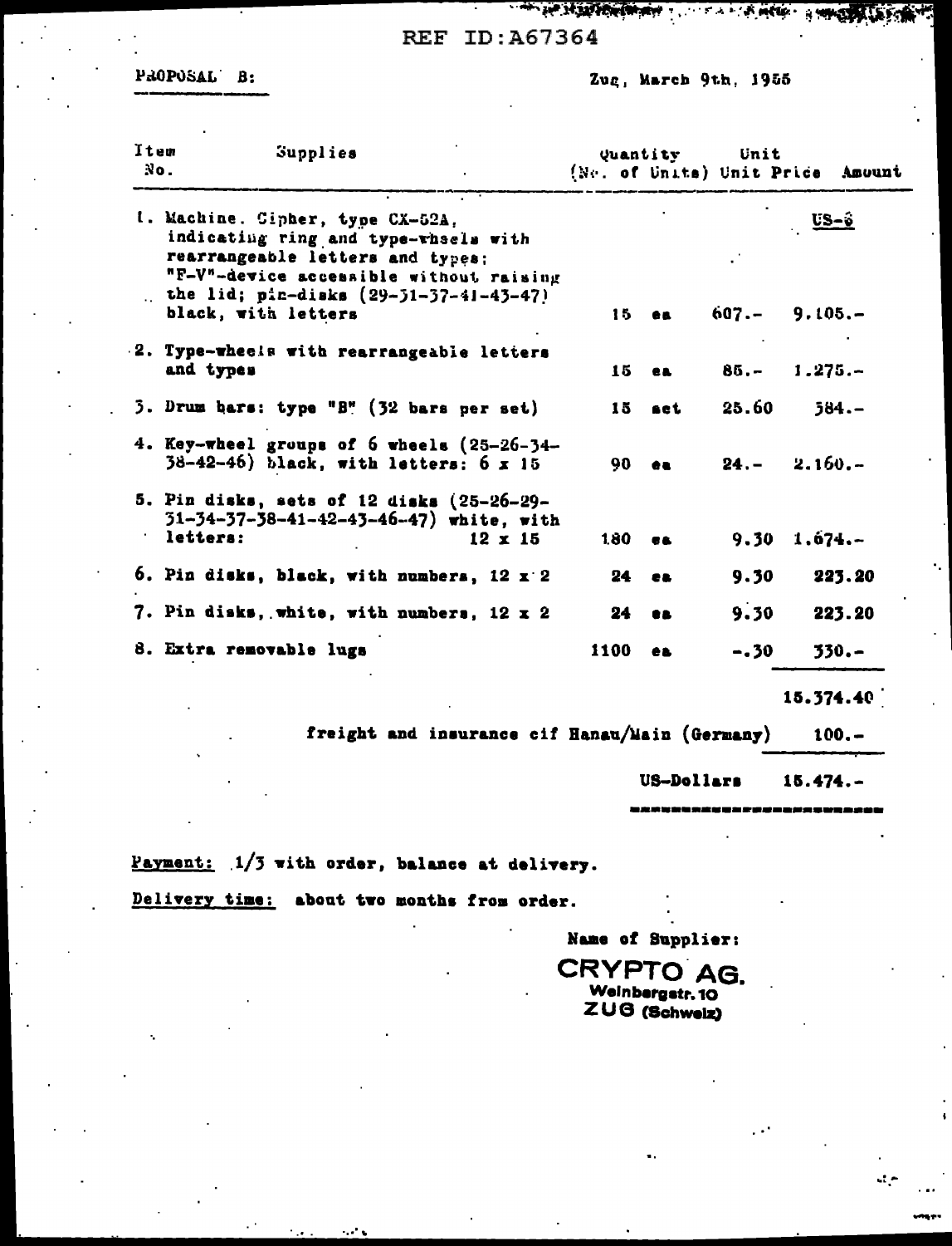REF ID:A67364

PROPOSAL B:

Zug, March 9th, 1955

| Item No. | Supplies | Quantity (No. of Units) | | Unit Price | Amount |
|---|---|---|---|---|---|
| | | | | | US-$ |
| 1. | Machine. Cipher, type CX-52A, indicating ring and type-wheels with rearrangeable letters and types; "F-V"-device accessible without raising the lid; pin-disks (29-31-37-41-43-47) black, with letters | 15 | ea | 607.- | 9.105.- |
| 2. | Type-wheels with rearrangeable letters and types | 15 | ea | 85.- | 1.275.- |
| 3. | Drum bars: type "B" (32 bars per set) | 15 | set | 25.60 | 384.- |
| 4. | Key-wheel groups of 6 wheels (25-26-34-38-42-46) black, with letters: 6 x 15 | 90 | ea | 24.- | 2.160.- |
| 5. | Pin disks, sets of 12 disks (25-26-29-31-34-37-38-41-42-43-46-47) white, with letters: 12 x 15 | 180 | ea | 9.30 | 1.674.- |
| 6. | Pin disks, black, with numbers, 12 x 2 | 24 | ea | 9.30 | 223.20 |
| 7. | Pin disks, white, with numbers, 12 x 2 | 24 | ea | 9.30 | 223.20 |
| 8. | Extra removable lugs | 1100 | ea | -.30 | 330.- |
| | | | | | 15.374.40 |
| | freight and insurance cif Hanau/Main (Germany) | | | | 100.- |
| | | | | US-Dollars | 15.474.- |

**Payment:** 1/3 with order, balance at delivery.

**Delivery time:** about two months from order.

Name of Supplier:

CRYPTO AG.
Weinbergstr. 10
ZUG (Schweiz)